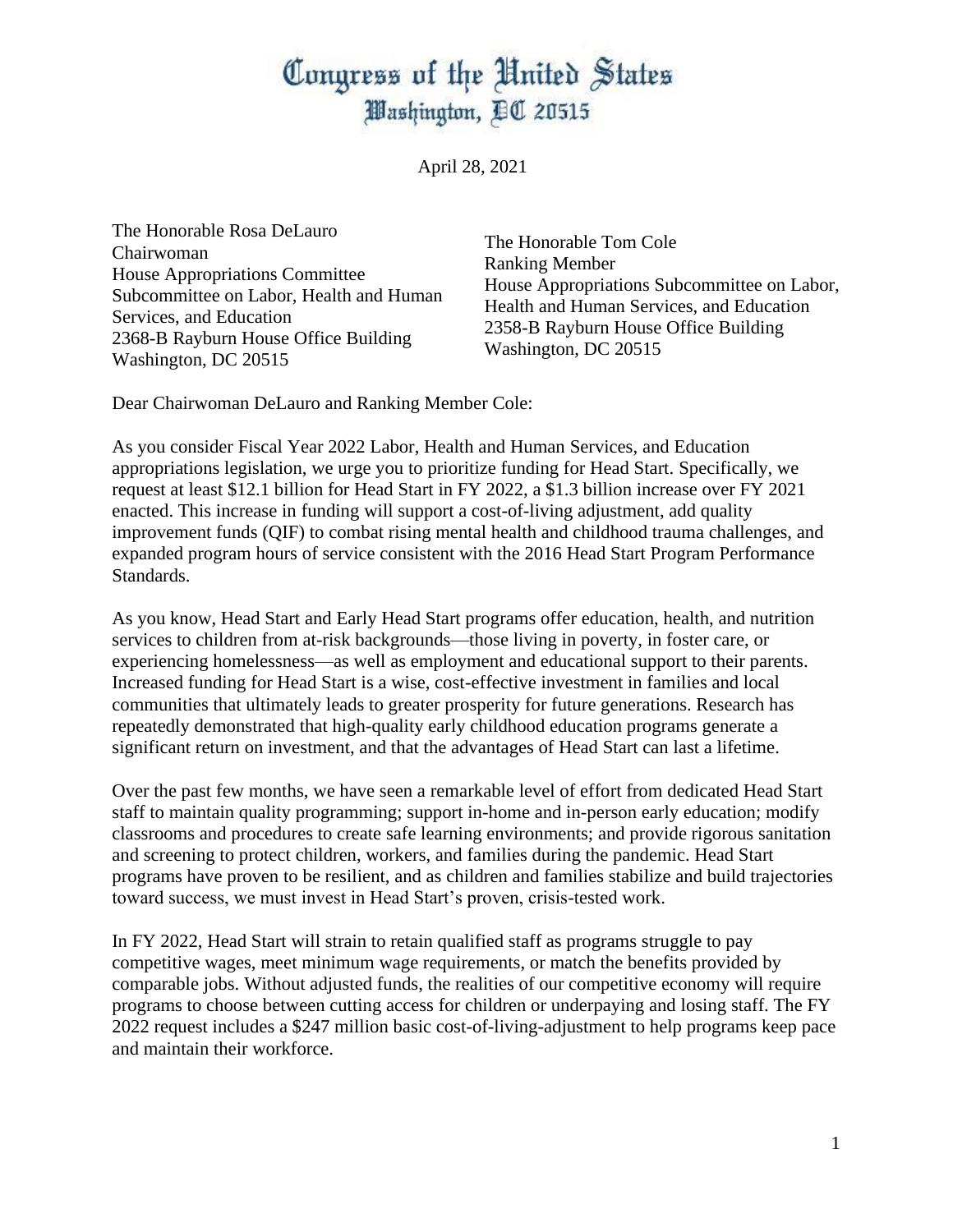# Congress of the United States
## Washington, DC 20515

April 28, 2021

The Honorable Rosa DeLauro
Chairwoman
House Appropriations Committee
Subcommittee on Labor, Health and Human Services, and Education
2368-B Rayburn House Office Building
Washington, DC 20515

The Honorable Tom Cole
Ranking Member
House Appropriations Subcommittee on Labor, Health and Human Services, and Education
2358-B Rayburn House Office Building
Washington, DC 20515

Dear Chairwoman DeLauro and Ranking Member Cole:

As you consider Fiscal Year 2022 Labor, Health and Human Services, and Education appropriations legislation, we urge you to prioritize funding for Head Start. Specifically, we request at least $12.1 billion for Head Start in FY 2022, a $1.3 billion increase over FY 2021 enacted. This increase in funding will support a cost-of-living adjustment, add quality improvement funds (QIF) to combat rising mental health and childhood trauma challenges, and expanded program hours of service consistent with the 2016 Head Start Program Performance Standards.

As you know, Head Start and Early Head Start programs offer education, health, and nutrition services to children from at-risk backgrounds—those living in poverty, in foster care, or experiencing homelessness—as well as employment and educational support to their parents. Increased funding for Head Start is a wise, cost-effective investment in families and local communities that ultimately leads to greater prosperity for future generations. Research has repeatedly demonstrated that high-quality early childhood education programs generate a significant return on investment, and that the advantages of Head Start can last a lifetime.

Over the past few months, we have seen a remarkable level of effort from dedicated Head Start staff to maintain quality programming; support in-home and in-person early education; modify classrooms and procedures to create safe learning environments; and provide rigorous sanitation and screening to protect children, workers, and families during the pandemic. Head Start programs have proven to be resilient, and as children and families stabilize and build trajectories toward success, we must invest in Head Start's proven, crisis-tested work.

In FY 2022, Head Start will strain to retain qualified staff as programs struggle to pay competitive wages, meet minimum wage requirements, or match the benefits provided by comparable jobs. Without adjusted funds, the realities of our competitive economy will require programs to choose between cutting access for children or underpaying and losing staff. The FY 2022 request includes a $247 million basic cost-of-living-adjustment to help programs keep pace and maintain their workforce.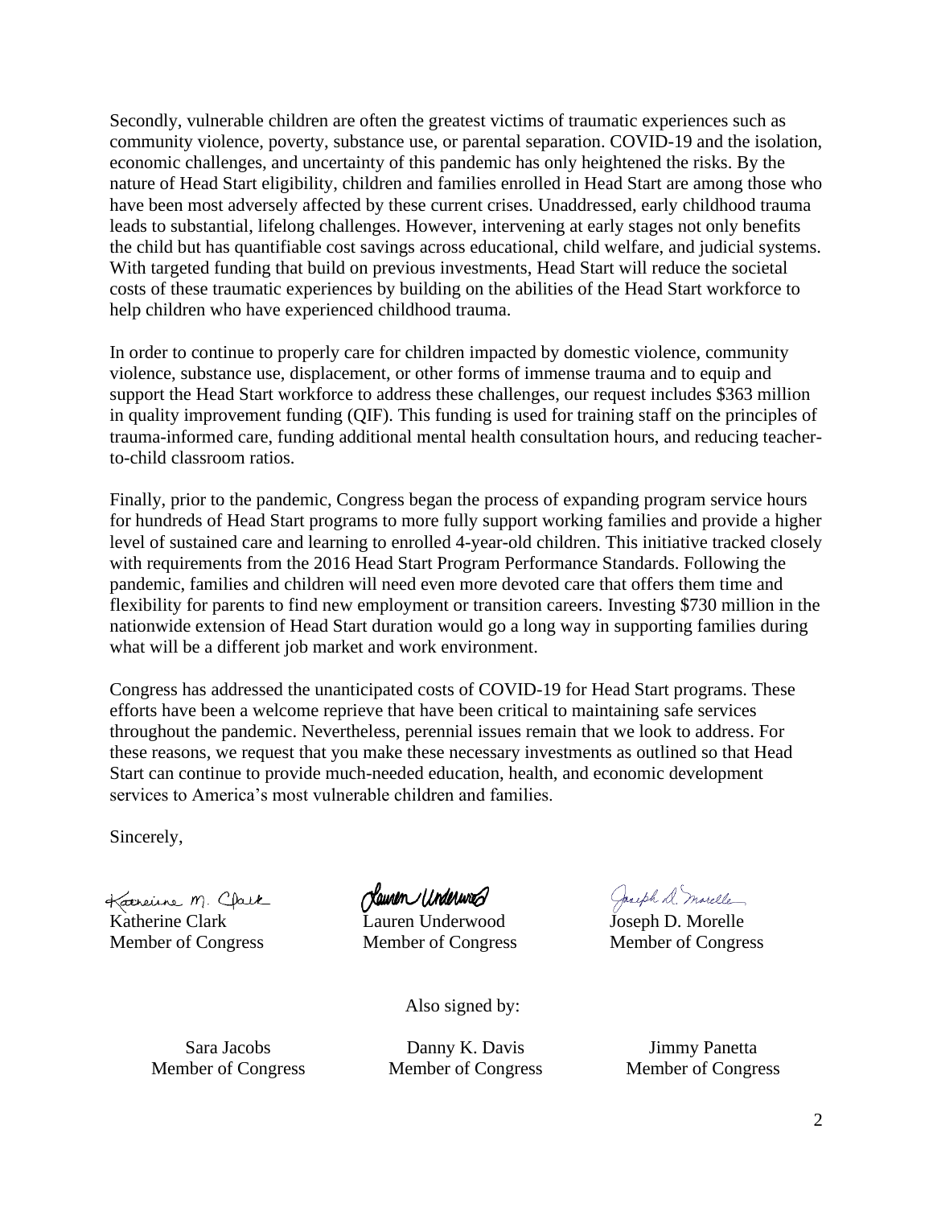Secondly, vulnerable children are often the greatest victims of traumatic experiences such as community violence, poverty, substance use, or parental separation. COVID-19 and the isolation, economic challenges, and uncertainty of this pandemic has only heightened the risks. By the nature of Head Start eligibility, children and families enrolled in Head Start are among those who have been most adversely affected by these current crises. Unaddressed, early childhood trauma leads to substantial, lifelong challenges. However, intervening at early stages not only benefits the child but has quantifiable cost savings across educational, child welfare, and judicial systems. With targeted funding that build on previous investments, Head Start will reduce the societal costs of these traumatic experiences by building on the abilities of the Head Start workforce to help children who have experienced childhood trauma.

In order to continue to properly care for children impacted by domestic violence, community violence, substance use, displacement, or other forms of immense trauma and to equip and support the Head Start workforce to address these challenges, our request includes $363 million in quality improvement funding (QIF). This funding is used for training staff on the principles of trauma-informed care, funding additional mental health consultation hours, and reducing teacher-to-child classroom ratios.

Finally, prior to the pandemic, Congress began the process of expanding program service hours for hundreds of Head Start programs to more fully support working families and provide a higher level of sustained care and learning to enrolled 4-year-old children. This initiative tracked closely with requirements from the 2016 Head Start Program Performance Standards. Following the pandemic, families and children will need even more devoted care that offers them time and flexibility for parents to find new employment or transition careers. Investing $730 million in the nationwide extension of Head Start duration would go a long way in supporting families during what will be a different job market and work environment.

Congress has addressed the unanticipated costs of COVID-19 for Head Start programs. These efforts have been a welcome reprieve that have been critical to maintaining safe services throughout the pandemic. Nevertheless, perennial issues remain that we look to address. For these reasons, we request that you make these necessary investments as outlined so that Head Start can continue to provide much-needed education, health, and economic development services to America's most vulnerable children and families.

Sincerely,

Katherine Clark
Member of Congress

Lauren Underwood
Member of Congress

Joseph D. Morelle
Member of Congress

Also signed by:

Sara Jacobs
Member of Congress

Danny K. Davis
Member of Congress

Jimmy Panetta
Member of Congress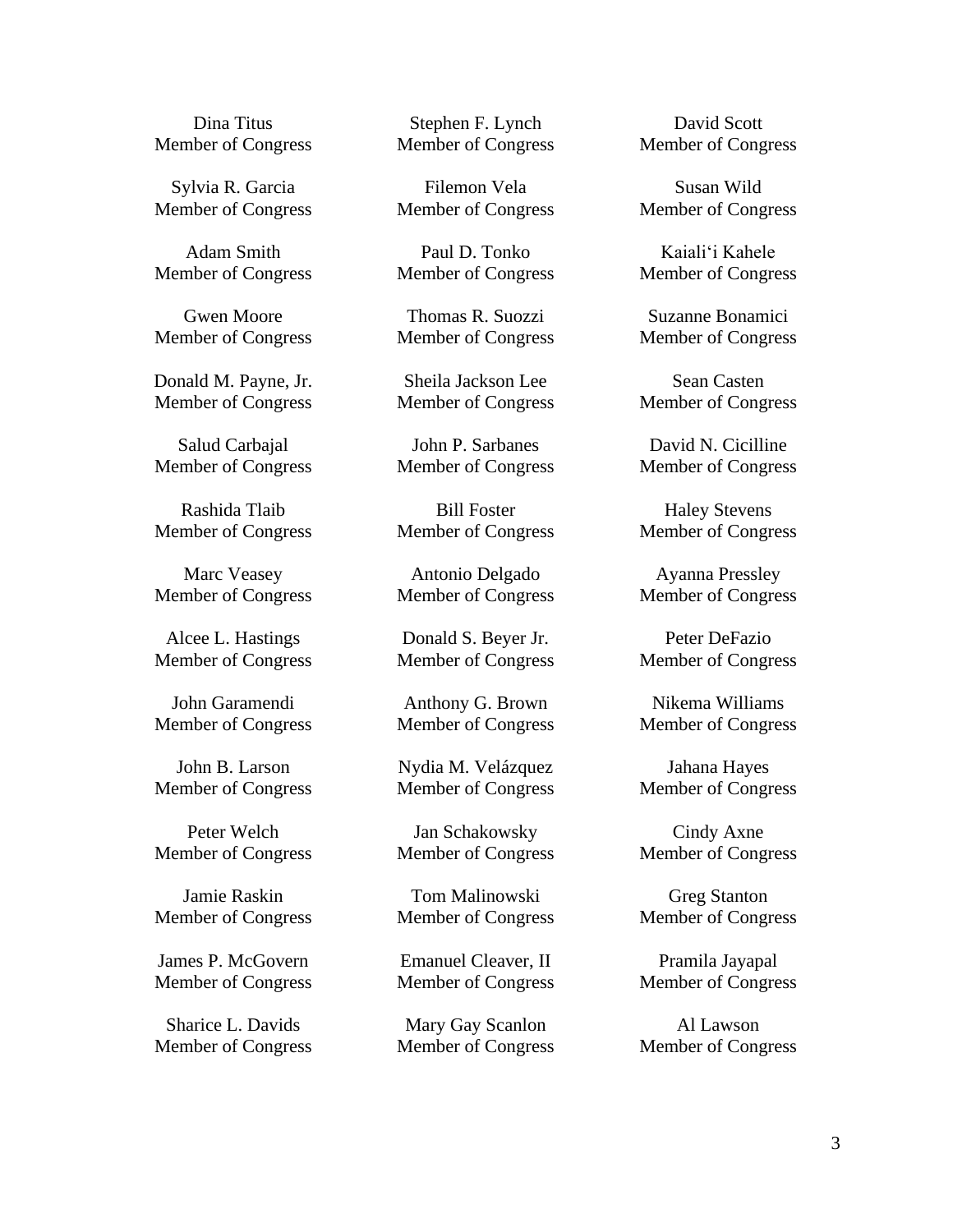Dina Titus
Member of Congress

Stephen F. Lynch
Member of Congress

David Scott
Member of Congress

Sylvia R. Garcia
Member of Congress

Filemon Vela
Member of Congress

Susan Wild
Member of Congress

Adam Smith
Member of Congress

Paul D. Tonko
Member of Congress

Kaialiʻi Kahele
Member of Congress

Gwen Moore
Member of Congress

Thomas R. Suozzi
Member of Congress

Suzanne Bonamici
Member of Congress

Donald M. Payne, Jr.
Member of Congress

Sheila Jackson Lee
Member of Congress

Sean Casten
Member of Congress

Salud Carbajal
Member of Congress

John P. Sarbanes
Member of Congress

David N. Cicilline
Member of Congress

Rashida Tlaib
Member of Congress

Bill Foster
Member of Congress

Haley Stevens
Member of Congress

Marc Veasey
Member of Congress

Antonio Delgado
Member of Congress

Ayanna Pressley
Member of Congress

Alcee L. Hastings
Member of Congress

Donald S. Beyer Jr.
Member of Congress

Peter DeFazio
Member of Congress

John Garamendi
Member of Congress

Anthony G. Brown
Member of Congress

Nikema Williams
Member of Congress

John B. Larson
Member of Congress

Nydia M. Velázquez
Member of Congress

Jahana Hayes
Member of Congress

Peter Welch
Member of Congress

Jan Schakowsky
Member of Congress

Cindy Axne
Member of Congress

Jamie Raskin
Member of Congress

Tom Malinowski
Member of Congress

Greg Stanton
Member of Congress

James P. McGovern
Member of Congress

Emanuel Cleaver, II
Member of Congress

Pramila Jayapal
Member of Congress

Sharice L. Davids
Member of Congress

Mary Gay Scanlon
Member of Congress

Al Lawson
Member of Congress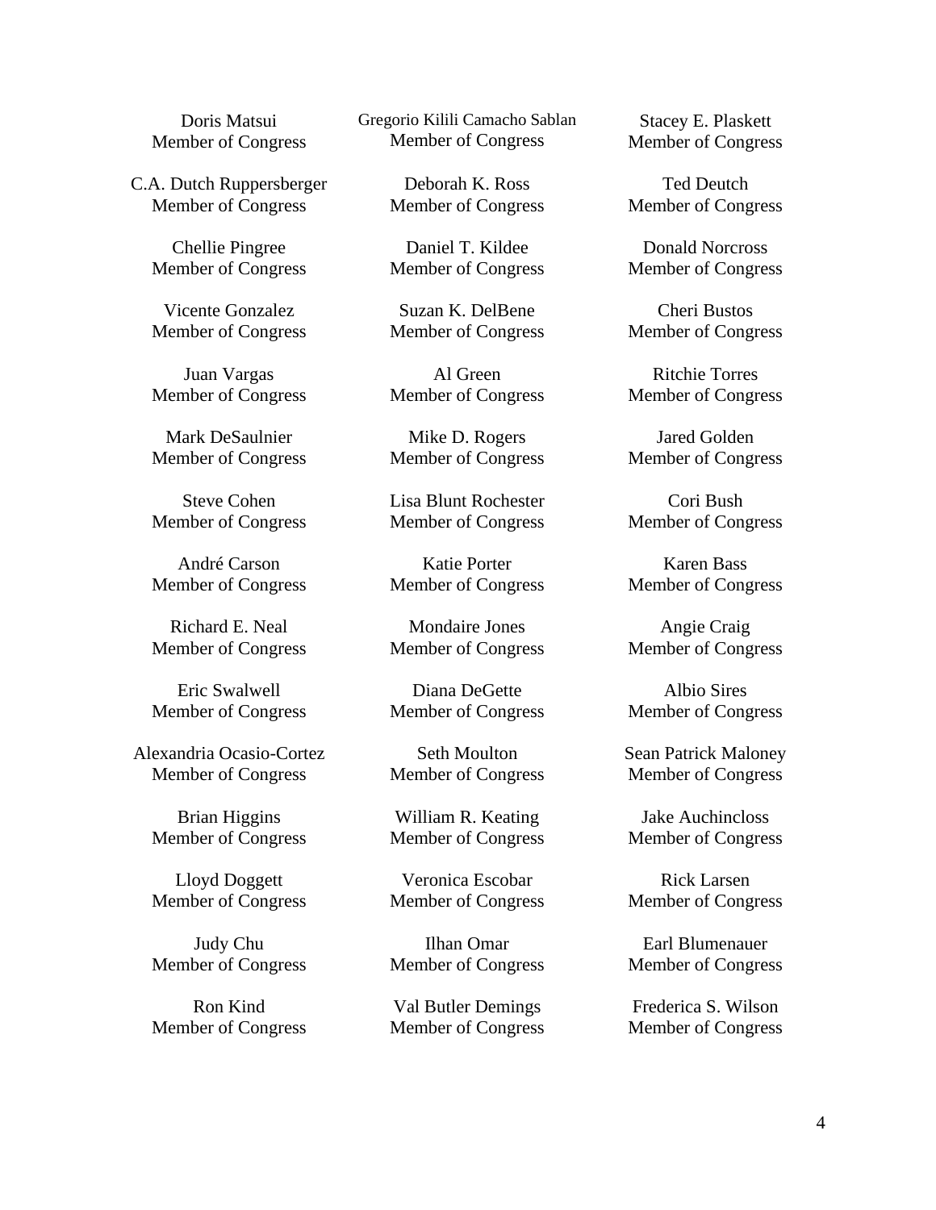Doris Matsui
Member of Congress

Gregorio Kilili Camacho Sablan
Member of Congress

Stacey E. Plaskett
Member of Congress

C.A. Dutch Ruppersberger
Member of Congress

Deborah K. Ross
Member of Congress

Ted Deutch
Member of Congress

Chellie Pingree
Member of Congress

Daniel T. Kildee
Member of Congress

Donald Norcross
Member of Congress

Vicente Gonzalez
Member of Congress

Suzan K. DelBene
Member of Congress

Cheri Bustos
Member of Congress

Juan Vargas
Member of Congress

Al Green
Member of Congress

Ritchie Torres
Member of Congress

Mark DeSaulnier
Member of Congress

Mike D. Rogers
Member of Congress

Jared Golden
Member of Congress

Steve Cohen
Member of Congress

Lisa Blunt Rochester
Member of Congress

Cori Bush
Member of Congress

André Carson
Member of Congress

Katie Porter
Member of Congress

Karen Bass
Member of Congress

Richard E. Neal
Member of Congress

Mondaire Jones
Member of Congress

Angie Craig
Member of Congress

Eric Swalwell
Member of Congress

Diana DeGette
Member of Congress

Albio Sires
Member of Congress

Alexandria Ocasio-Cortez
Member of Congress

Seth Moulton
Member of Congress

Sean Patrick Maloney
Member of Congress

Brian Higgins
Member of Congress

William R. Keating
Member of Congress

Jake Auchincloss
Member of Congress

Lloyd Doggett
Member of Congress

Veronica Escobar
Member of Congress

Rick Larsen
Member of Congress

Judy Chu
Member of Congress

Ilhan Omar
Member of Congress

Earl Blumenauer
Member of Congress

Ron Kind
Member of Congress

Val Butler Demings
Member of Congress

Frederica S. Wilson
Member of Congress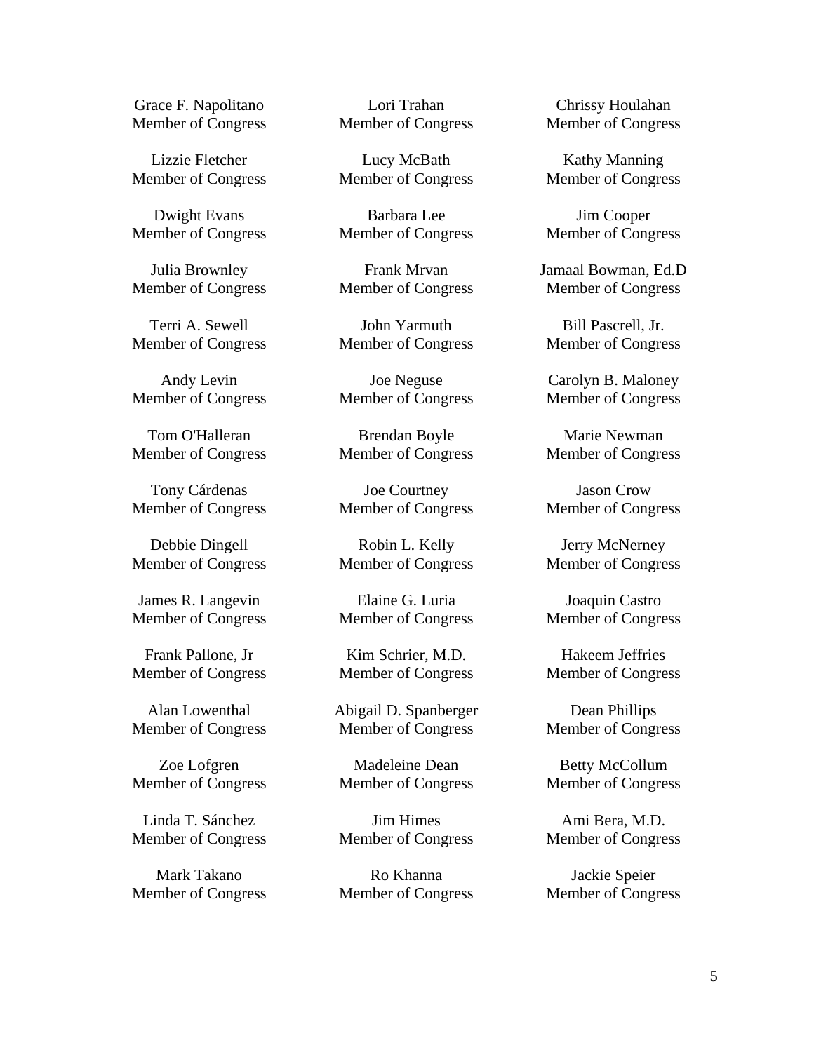Grace F. Napolitano
Member of Congress

Lori Trahan
Member of Congress

Chrissy Houlahan
Member of Congress

Lizzie Fletcher
Member of Congress

Lucy McBath
Member of Congress

Kathy Manning
Member of Congress

Dwight Evans
Member of Congress

Barbara Lee
Member of Congress

Jim Cooper
Member of Congress

Julia Brownley
Member of Congress

Frank Mrvan
Member of Congress

Jamaal Bowman, Ed.D
Member of Congress

Terri A. Sewell
Member of Congress

John Yarmuth
Member of Congress

Bill Pascrell, Jr.
Member of Congress

Andy Levin
Member of Congress

Joe Neguse
Member of Congress

Carolyn B. Maloney
Member of Congress

Tom O'Halleran
Member of Congress

Brendan Boyle
Member of Congress

Marie Newman
Member of Congress

Tony Cárdenas
Member of Congress

Joe Courtney
Member of Congress

Jason Crow
Member of Congress

Debbie Dingell
Member of Congress

Robin L. Kelly
Member of Congress

Jerry McNerney
Member of Congress

James R. Langevin
Member of Congress

Elaine G. Luria
Member of Congress

Joaquin Castro
Member of Congress

Frank Pallone, Jr
Member of Congress

Kim Schrier, M.D.
Member of Congress

Hakeem Jeffries
Member of Congress

Alan Lowenthal
Member of Congress

Abigail D. Spanberger
Member of Congress

Dean Phillips
Member of Congress

Zoe Lofgren
Member of Congress

Madeleine Dean
Member of Congress

Betty McCollum
Member of Congress

Linda T. Sánchez
Member of Congress

Jim Himes
Member of Congress

Ami Bera, M.D.
Member of Congress

Mark Takano
Member of Congress

Ro Khanna
Member of Congress

Jackie Speier
Member of Congress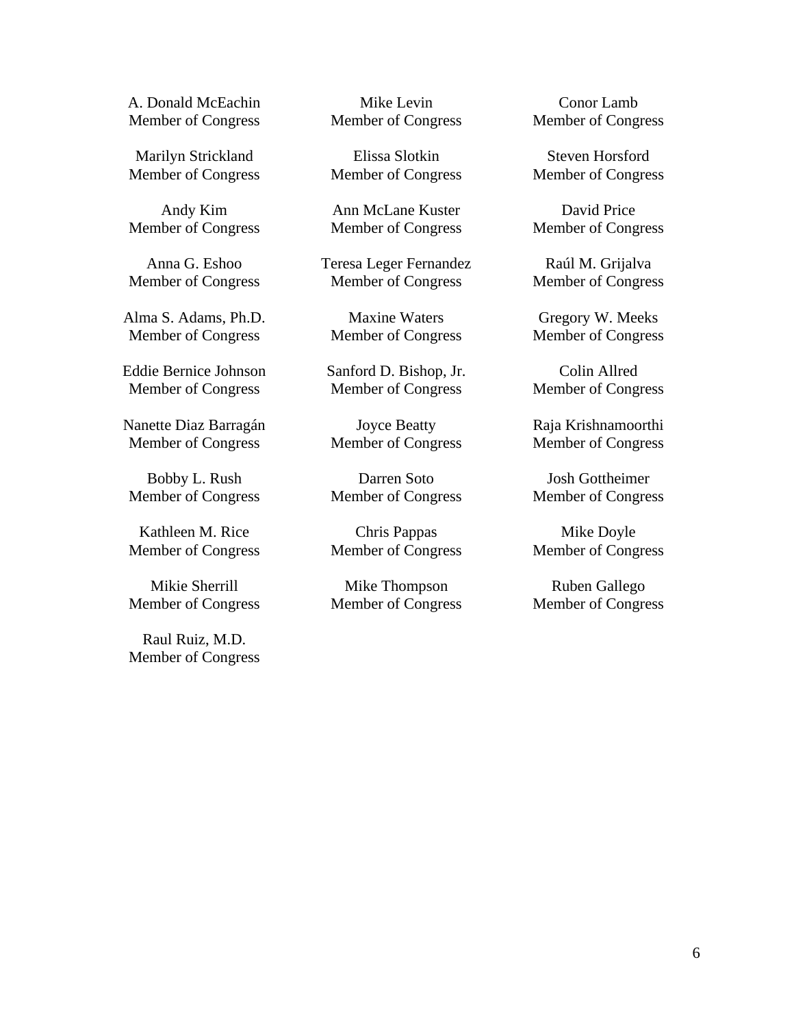A. Donald McEachin
Member of Congress

Mike Levin
Member of Congress

Conor Lamb
Member of Congress

Marilyn Strickland
Member of Congress

Elissa Slotkin
Member of Congress

Steven Horsford
Member of Congress

Andy Kim
Member of Congress

Ann McLane Kuster
Member of Congress

David Price
Member of Congress

Anna G. Eshoo
Member of Congress

Teresa Leger Fernandez
Member of Congress

Raúl M. Grijalva
Member of Congress

Alma S. Adams, Ph.D.
Member of Congress

Maxine Waters
Member of Congress

Gregory W. Meeks
Member of Congress

Eddie Bernice Johnson
Member of Congress

Sanford D. Bishop, Jr.
Member of Congress

Colin Allred
Member of Congress

Nanette Diaz Barragán
Member of Congress

Joyce Beatty
Member of Congress

Raja Krishnamoorthi
Member of Congress

Bobby L. Rush
Member of Congress

Darren Soto
Member of Congress

Josh Gottheimer
Member of Congress

Kathleen M. Rice
Member of Congress

Chris Pappas
Member of Congress

Mike Doyle
Member of Congress

Mikie Sherrill
Member of Congress

Mike Thompson
Member of Congress

Ruben Gallego
Member of Congress

Raul Ruiz, M.D.
Member of Congress